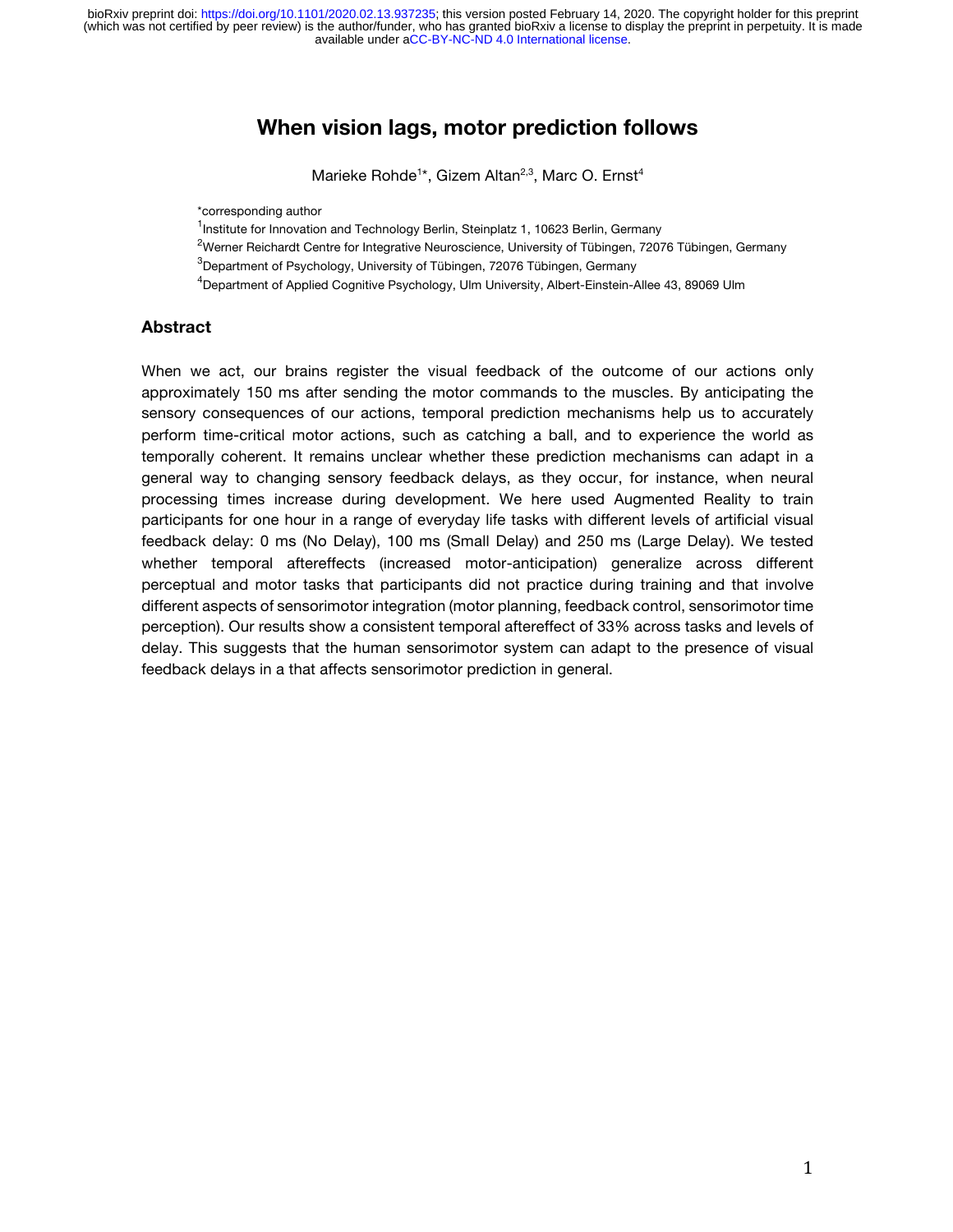# When vision lags, motor prediction follows

Marieke Rohde[1]*, Gizem Altan[2,3], Marc O. Ernst[4]

*corresponding author

[1]Institute for Innovation and Technology Berlin, Steinplatz 1, 10623 Berlin, Germany

[2]Werner Reichardt Centre for Integrative Neuroscience, University of Tübingen, 72076 Tübingen, Germany

[3]Department of Psychology, University of Tübingen, 72076 Tübingen, Germany

[4]Department of Applied Cognitive Psychology, Ulm University, Albert-Einstein-Allee 43, 89069 Ulm

## Abstract

When we act, our brains register the visual feedback of the outcome of our actions only approximately 150 ms after sending the motor commands to the muscles. By anticipating the sensory consequences of our actions, temporal prediction mechanisms help us to accurately perform time-critical motor actions, such as catching a ball, and to experience the world as temporally coherent. It remains unclear whether these prediction mechanisms can adapt in a general way to changing sensory feedback delays, as they occur, for instance, when neural processing times increase during development. We here used Augmented Reality to train participants for one hour in a range of everyday life tasks with different levels of artificial visual feedback delay: 0 ms (No Delay), 100 ms (Small Delay) and 250 ms (Large Delay). We tested whether temporal aftereffects (increased motor-anticipation) generalize across different perceptual and motor tasks that participants did not practice during training and that involve different aspects of sensorimotor integration (motor planning, feedback control, sensorimotor time perception). Our results show a consistent temporal aftereffect of 33% across tasks and levels of delay. This suggests that the human sensorimotor system can adapt to the presence of visual feedback delays in a that affects sensorimotor prediction in general.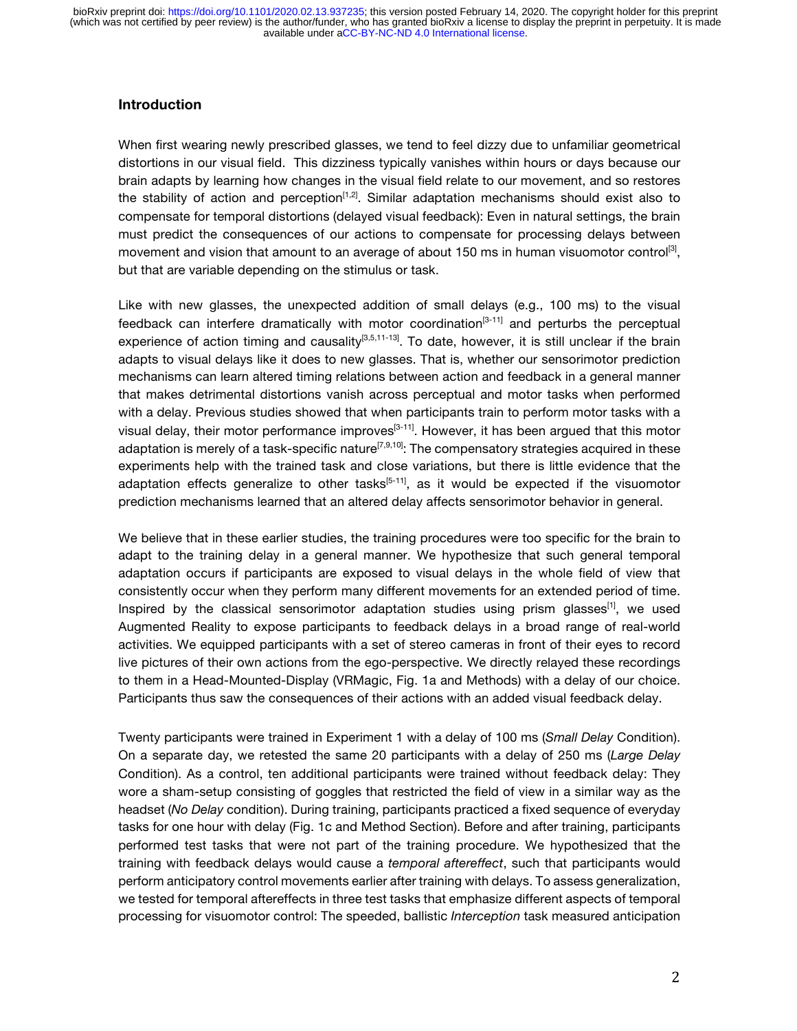## Introduction

When first wearing newly prescribed glasses, we tend to feel dizzy due to unfamiliar geometrical distortions in our visual field. This dizziness typically vanishes within hours or days because our brain adapts by learning how changes in the visual field relate to our movement, and so restores the stability of action and perception[1,2]. Similar adaptation mechanisms should exist also to compensate for temporal distortions (delayed visual feedback): Even in natural settings, the brain must predict the consequences of our actions to compensate for processing delays between movement and vision that amount to an average of about 150 ms in human visuomotor control[3], but that are variable depending on the stimulus or task.

Like with new glasses, the unexpected addition of small delays (e.g., 100 ms) to the visual feedback can interfere dramatically with motor coordination[3-11] and perturbs the perceptual experience of action timing and causality[3,5,11-13]. To date, however, it is still unclear if the brain adapts to visual delays like it does to new glasses. That is, whether our sensorimotor prediction mechanisms can learn altered timing relations between action and feedback in a general manner that makes detrimental distortions vanish across perceptual and motor tasks when performed with a delay. Previous studies showed that when participants train to perform motor tasks with a visual delay, their motor performance improves[3-11]. However, it has been argued that this motor adaptation is merely of a task-specific nature[7,9,10]: The compensatory strategies acquired in these experiments help with the trained task and close variations, but there is little evidence that the adaptation effects generalize to other tasks[5-11], as it would be expected if the visuomotor prediction mechanisms learned that an altered delay affects sensorimotor behavior in general.

We believe that in these earlier studies, the training procedures were too specific for the brain to adapt to the training delay in a general manner. We hypothesize that such general temporal adaptation occurs if participants are exposed to visual delays in the whole field of view that consistently occur when they perform many different movements for an extended period of time. Inspired by the classical sensorimotor adaptation studies using prism glasses[1], we used Augmented Reality to expose participants to feedback delays in a broad range of real-world activities. We equipped participants with a set of stereo cameras in front of their eyes to record live pictures of their own actions from the ego-perspective. We directly relayed these recordings to them in a Head-Mounted-Display (VRMagic, Fig. 1a and Methods) with a delay of our choice. Participants thus saw the consequences of their actions with an added visual feedback delay.

Twenty participants were trained in Experiment 1 with a delay of 100 ms (*Small Delay* Condition). On a separate day, we retested the same 20 participants with a delay of 250 ms (*Large Delay* Condition). As a control, ten additional participants were trained without feedback delay: They wore a sham-setup consisting of goggles that restricted the field of view in a similar way as the headset (*No Delay* condition). During training, participants practiced a fixed sequence of everyday tasks for one hour with delay (Fig. 1c and Method Section). Before and after training, participants performed test tasks that were not part of the training procedure. We hypothesized that the training with feedback delays would cause a *temporal aftereffect*, such that participants would perform anticipatory control movements earlier after training with delays. To assess generalization, we tested for temporal aftereffects in three test tasks that emphasize different aspects of temporal processing for visuomotor control: The speeded, ballistic *Interception* task measured anticipation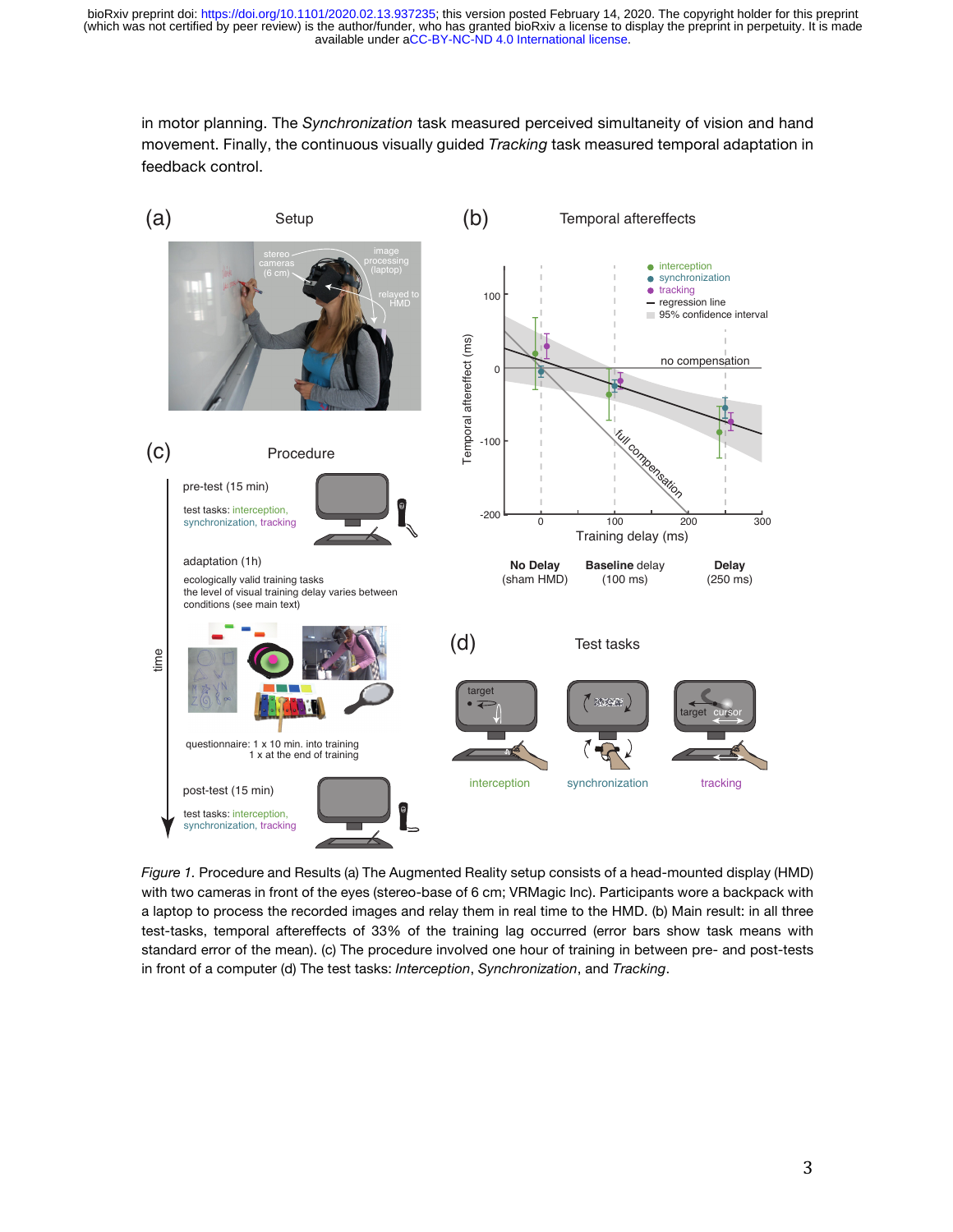in motor planning. The *Synchronization* task measured perceived simultaneity of vision and hand movement. Finally, the continuous visually guided *Tracking* task measured temporal adaptation in feedback control.

*Figure 1.* Procedure and Results (a) The Augmented Reality setup consists of a head-mounted display (HMD) with two cameras in front of the eyes (stereo-base of 6 cm; VRMagic Inc). Participants wore a backpack with a laptop to process the recorded images and relay them in real time to the HMD. (b) Main result: in all three test-tasks, temporal aftereffects of 33% of the training lag occurred (error bars show task means with standard error of the mean). (c) The procedure involved one hour of training in between pre- and post-tests in front of a computer (d) The test tasks: *Interception*, *Synchronization*, and *Tracking*.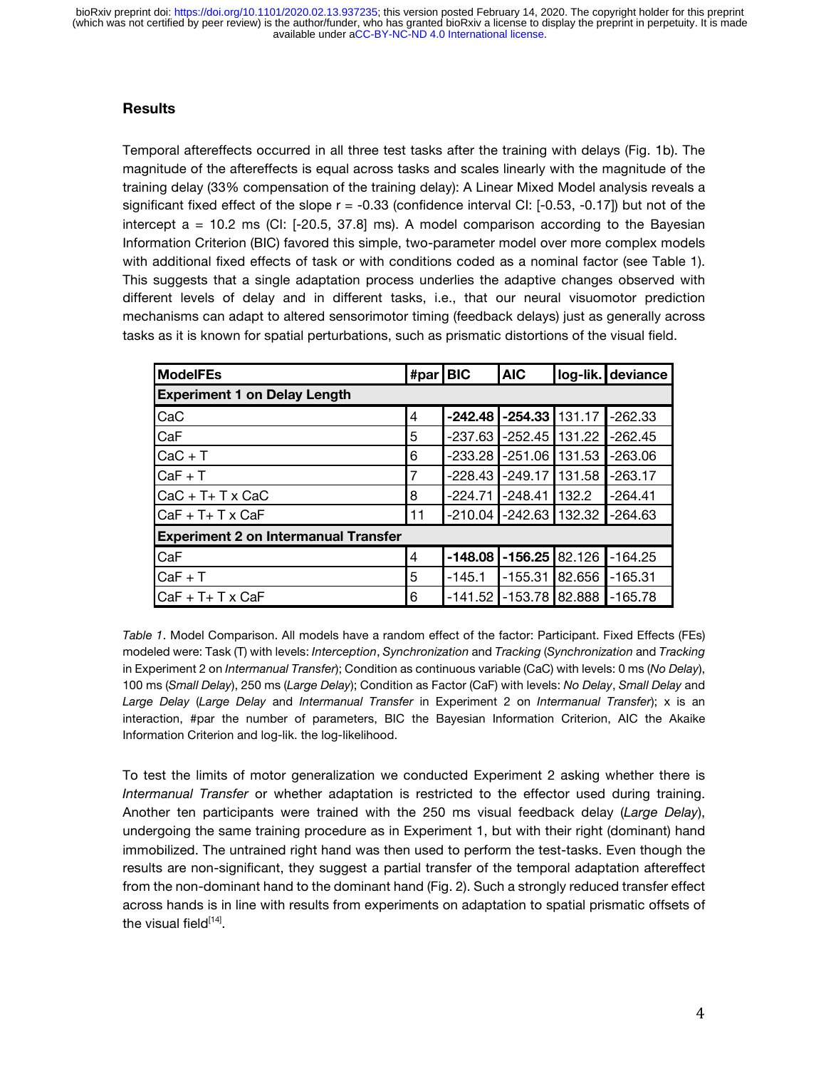## Results

Temporal aftereffects occurred in all three test tasks after the training with delays (Fig. 1b). The magnitude of the aftereffects is equal across tasks and scales linearly with the magnitude of the training delay (33% compensation of the training delay): A Linear Mixed Model analysis reveals a significant fixed effect of the slope r = -0.33 (confidence interval CI: [-0.53, -0.17]) but not of the intercept a = 10.2 ms (CI: [-20.5, 37.8] ms). A model comparison according to the Bayesian Information Criterion (BIC) favored this simple, two-parameter model over more complex models with additional fixed effects of task or with conditions coded as a nominal factor (see Table 1). This suggests that a single adaptation process underlies the adaptive changes observed with different levels of delay and in different tasks, i.e., that our neural visuomotor prediction mechanisms can adapt to altered sensorimotor timing (feedback delays) just as generally across tasks as it is known for spatial perturbations, such as prismatic distortions of the visual field.

| ModelFEs | #par | BIC | AIC | log-lik. | deviance |
|---|---|---|---|---|---|
| **Experiment 1 on Delay Length** | | | | | |
| CaC | 4 | **-242.48** | **-254.33** | 131.17 | -262.33 |
| CaF | 5 | -237.63 | -252.45 | 131.22 | -262.45 |
| CaC + T | 6 | -233.28 | -251.06 | 131.53 | -263.06 |
| CaF + T | 7 | -228.43 | -249.17 | 131.58 | -263.17 |
| CaC + T+ T x CaC | 8 | -224.71 | -248.41 | 132.2 | -264.41 |
| CaF + T+ T x CaF | 11 | -210.04 | -242.63 | 132.32 | -264.63 |
| **Experiment 2 on Intermanual Transfer** | | | | | |
| CaF | 4 | **-148.08** | **-156.25** | 82.126 | -164.25 |
| CaF + T | 5 | -145.1 | -155.31 | 82.656 | -165.31 |
| CaF + T+ T x CaF | 6 | -141.52 | -153.78 | 82.888 | -165.78 |

*Table 1*. Model Comparison. All models have a random effect of the factor: Participant. Fixed Effects (FEs) modeled were: Task (T) with levels: *Interception*, *Synchronization* and *Tracking* (*Synchronization* and *Tracking* in Experiment 2 on *Intermanual Transfer*); Condition as continuous variable (CaC) with levels: 0 ms (*No Delay*), 100 ms (*Small Delay*), 250 ms (*Large Delay*); Condition as Factor (CaF) with levels: *No Delay*, *Small Delay* and *Large Delay* (*Large Delay* and *Intermanual Transfer* in Experiment 2 on *Intermanual Transfer*); x is an interaction, #par the number of parameters, BIC the Bayesian Information Criterion, AIC the Akaike Information Criterion and log-lik. the log-likelihood.

To test the limits of motor generalization we conducted Experiment 2 asking whether there is *Intermanual Transfer* or whether adaptation is restricted to the effector used during training. Another ten participants were trained with the 250 ms visual feedback delay (*Large Delay*), undergoing the same training procedure as in Experiment 1, but with their right (dominant) hand immobilized. The untrained right hand was then used to perform the test-tasks. Even though the results are non-significant, they suggest a partial transfer of the temporal adaptation aftereffect from the non-dominant hand to the dominant hand (Fig. 2). Such a strongly reduced transfer effect across hands is in line with results from experiments on adaptation to spatial prismatic offsets of the visual field[14].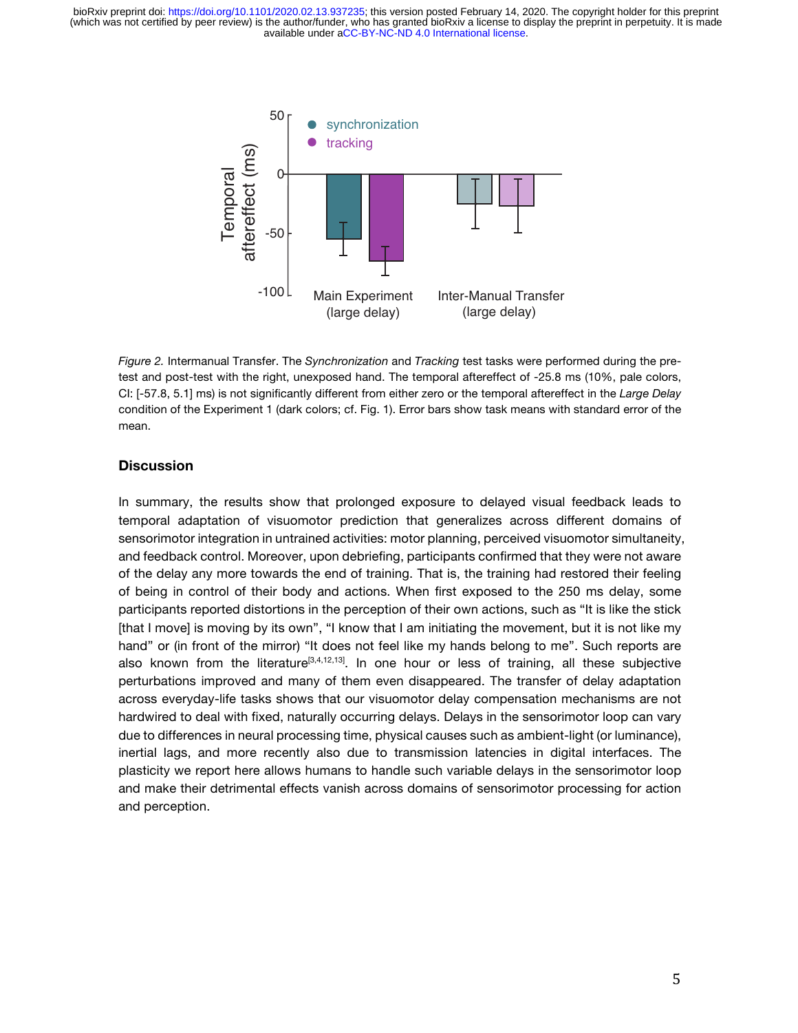*Figure 2.* Intermanual Transfer. The *Synchronization* and *Tracking* test tasks were performed during the pre-test and post-test with the right, unexposed hand. The temporal aftereffect of -25.8 ms (10%, pale colors, CI: [-57.8, 5.1] ms) is not significantly different from either zero or the temporal aftereffect in the *Large Delay* condition of the Experiment 1 (dark colors; cf. Fig. 1). Error bars show task means with standard error of the mean.

## Discussion

In summary, the results show that prolonged exposure to delayed visual feedback leads to temporal adaptation of visuomotor prediction that generalizes across different domains of sensorimotor integration in untrained activities: motor planning, perceived visuomotor simultaneity, and feedback control. Moreover, upon debriefing, participants confirmed that they were not aware of the delay any more towards the end of training. That is, the training had restored their feeling of being in control of their body and actions. When first exposed to the 250 ms delay, some participants reported distortions in the perception of their own actions, such as "It is like the stick [that I move] is moving by its own", "I know that I am initiating the movement, but it is not like my hand" or (in front of the mirror) "It does not feel like my hands belong to me". Such reports are also known from the literature[3,4,12,13]. In one hour or less of training, all these subjective perturbations improved and many of them even disappeared. The transfer of delay adaptation across everyday-life tasks shows that our visuomotor delay compensation mechanisms are not hardwired to deal with fixed, naturally occurring delays. Delays in the sensorimotor loop can vary due to differences in neural processing time, physical causes such as ambient-light (or luminance), inertial lags, and more recently also due to transmission latencies in digital interfaces. The plasticity we report here allows humans to handle such variable delays in the sensorimotor loop and make their detrimental effects vanish across domains of sensorimotor processing for action and perception.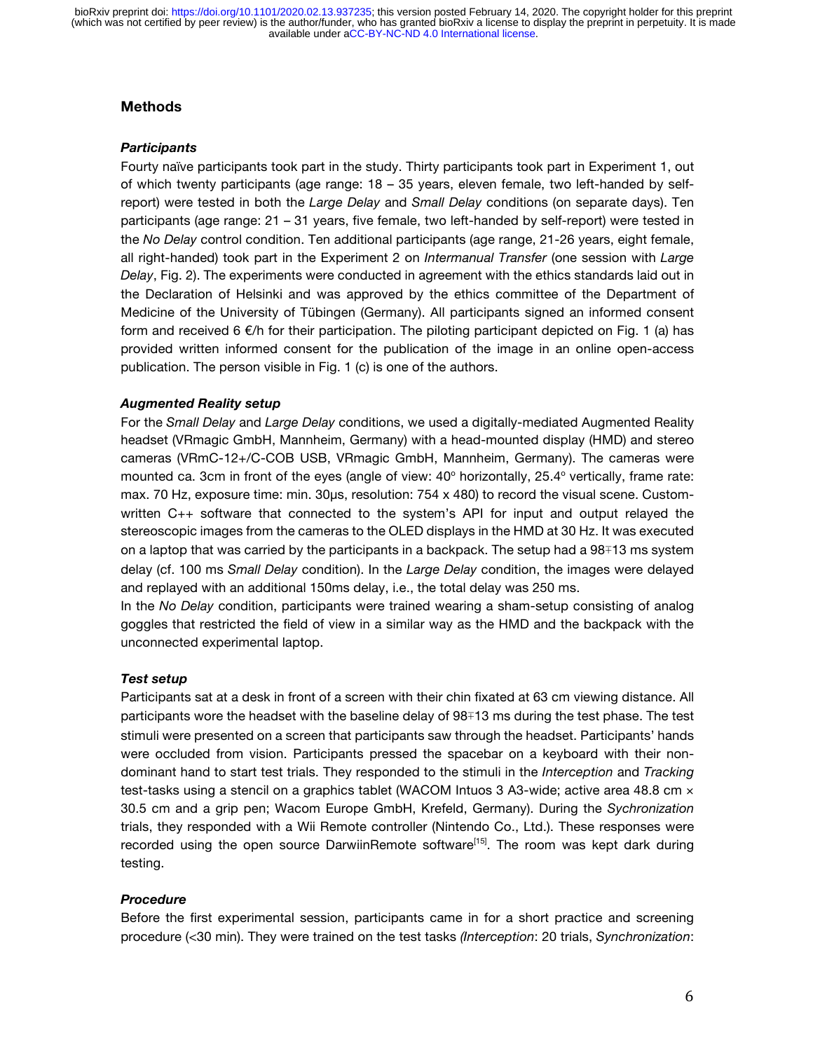## Methods

### *Participants*

Fourty naïve participants took part in the study. Thirty participants took part in Experiment 1, out of which twenty participants (age range: 18 – 35 years, eleven female, two left-handed by self-report) were tested in both the *Large Delay* and *Small Delay* conditions (on separate days). Ten participants (age range: 21 – 31 years, five female, two left-handed by self-report) were tested in the *No Delay* control condition. Ten additional participants (age range, 21-26 years, eight female, all right-handed) took part in the Experiment 2 on *Intermanual Transfer* (one session with *Large Delay*, Fig. 2). The experiments were conducted in agreement with the ethics standards laid out in the Declaration of Helsinki and was approved by the ethics committee of the Department of Medicine of the University of Tübingen (Germany). All participants signed an informed consent form and received 6 €/h for their participation. The piloting participant depicted on Fig. 1 (a) has provided written informed consent for the publication of the image in an online open-access publication. The person visible in Fig. 1 (c) is one of the authors.

### *Augmented Reality setup*

For the *Small Delay* and *Large Delay* conditions, we used a digitally-mediated Augmented Reality headset (VRmagic GmbH, Mannheim, Germany) with a head-mounted display (HMD) and stereo cameras (VRmC-12+/C-COB USB, VRmagic GmbH, Mannheim, Germany). The cameras were mounted ca. 3cm in front of the eyes (angle of view: 40° horizontally, 25.4° vertically, frame rate: max. 70 Hz, exposure time: min. 30µs, resolution: 754 x 480) to record the visual scene. Custom-written C++ software that connected to the system's API for input and output relayed the stereoscopic images from the cameras to the OLED displays in the HMD at 30 Hz. It was executed on a laptop that was carried by the participants in a backpack. The setup had a 98∓13 ms system delay (cf. 100 ms *Small Delay* condition). In the *Large Delay* condition, the images were delayed and replayed with an additional 150ms delay, i.e., the total delay was 250 ms.

In the *No Delay* condition, participants were trained wearing a sham-setup consisting of analog goggles that restricted the field of view in a similar way as the HMD and the backpack with the unconnected experimental laptop.

### *Test setup*

Participants sat at a desk in front of a screen with their chin fixated at 63 cm viewing distance. All participants wore the headset with the baseline delay of 98∓13 ms during the test phase. The test stimuli were presented on a screen that participants saw through the headset. Participants' hands were occluded from vision. Participants pressed the spacebar on a keyboard with their non-dominant hand to start test trials. They responded to the stimuli in the *Interception* and *Tracking* test-tasks using a stencil on a graphics tablet (WACOM Intuos 3 A3-wide; active area 48.8 cm × 30.5 cm and a grip pen; Wacom Europe GmbH, Krefeld, Germany). During the *Sychronization* trials, they responded with a Wii Remote controller (Nintendo Co., Ltd.). These responses were recorded using the open source DarwiinRemote software[15]. The room was kept dark during testing.

### *Procedure*

Before the first experimental session, participants came in for a short practice and screening procedure (<30 min). They were trained on the test tasks *(Interception*: 20 trials, *Synchronization*: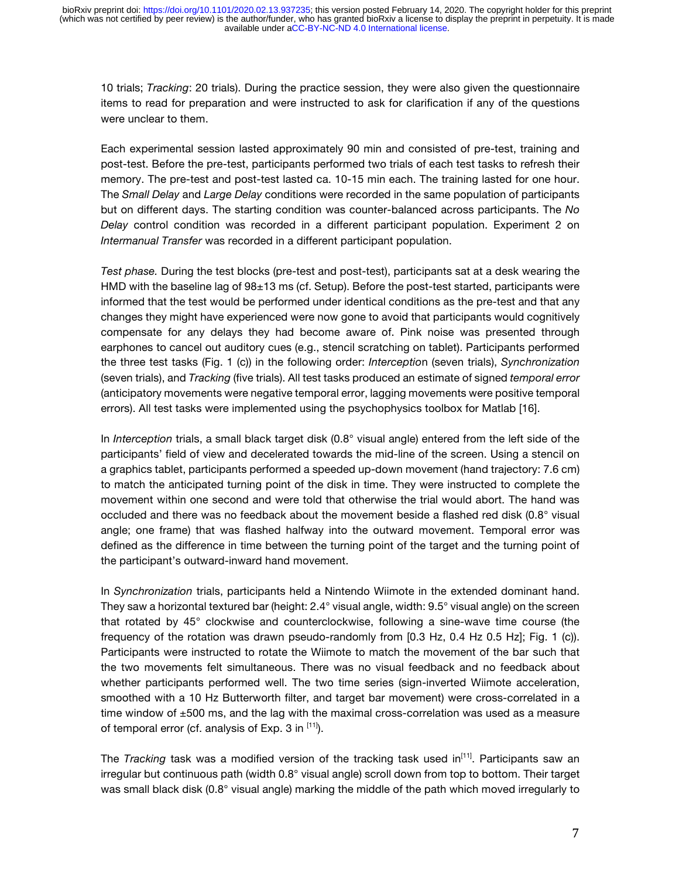10 trials; *Tracking*: 20 trials). During the practice session, they were also given the questionnaire items to read for preparation and were instructed to ask for clarification if any of the questions were unclear to them.

Each experimental session lasted approximately 90 min and consisted of pre-test, training and post-test. Before the pre-test, participants performed two trials of each test tasks to refresh their memory. The pre-test and post-test lasted ca. 10-15 min each. The training lasted for one hour. The *Small Delay* and *Large Delay* conditions were recorded in the same population of participants but on different days. The starting condition was counter-balanced across participants. The *No Delay* control condition was recorded in a different participant population. Experiment 2 on *Intermanual Transfer* was recorded in a different participant population.

*Test phase.* During the test blocks (pre-test and post-test), participants sat at a desk wearing the HMD with the baseline lag of 98±13 ms (cf. Setup). Before the post-test started, participants were informed that the test would be performed under identical conditions as the pre-test and that any changes they might have experienced were now gone to avoid that participants would cognitively compensate for any delays they had become aware of. Pink noise was presented through earphones to cancel out auditory cues (e.g., stencil scratching on tablet). Participants performed the three test tasks (Fig. 1 (c)) in the following order: *Interception* (seven trials), *Synchronization* (seven trials), and *Tracking* (five trials). All test tasks produced an estimate of signed *temporal error* (anticipatory movements were negative temporal error, lagging movements were positive temporal errors). All test tasks were implemented using the psychophysics toolbox for Matlab [16].

In *Interception* trials, a small black target disk (0.8° visual angle) entered from the left side of the participants' field of view and decelerated towards the mid-line of the screen. Using a stencil on a graphics tablet, participants performed a speeded up-down movement (hand trajectory: 7.6 cm) to match the anticipated turning point of the disk in time. They were instructed to complete the movement within one second and were told that otherwise the trial would abort. The hand was occluded and there was no feedback about the movement beside a flashed red disk (0.8° visual angle; one frame) that was flashed halfway into the outward movement. Temporal error was defined as the difference in time between the turning point of the target and the turning point of the participant's outward-inward hand movement.

In *Synchronization* trials, participants held a Nintendo Wiimote in the extended dominant hand. They saw a horizontal textured bar (height: 2.4° visual angle, width: 9.5° visual angle) on the screen that rotated by 45° clockwise and counterclockwise, following a sine-wave time course (the frequency of the rotation was drawn pseudo-randomly from [0.3 Hz, 0.4 Hz 0.5 Hz]; Fig. 1 (c)). Participants were instructed to rotate the Wiimote to match the movement of the bar such that the two movements felt simultaneous. There was no visual feedback and no feedback about whether participants performed well. The two time series (sign-inverted Wiimote acceleration, smoothed with a 10 Hz Butterworth filter, and target bar movement) were cross-correlated in a time window of ±500 ms, and the lag with the maximal cross-correlation was used as a measure of temporal error (cf. analysis of Exp. 3 in [11]).

The *Tracking* task was a modified version of the tracking task used in[11]. Participants saw an irregular but continuous path (width 0.8° visual angle) scroll down from top to bottom. Their target was small black disk (0.8° visual angle) marking the middle of the path which moved irregularly to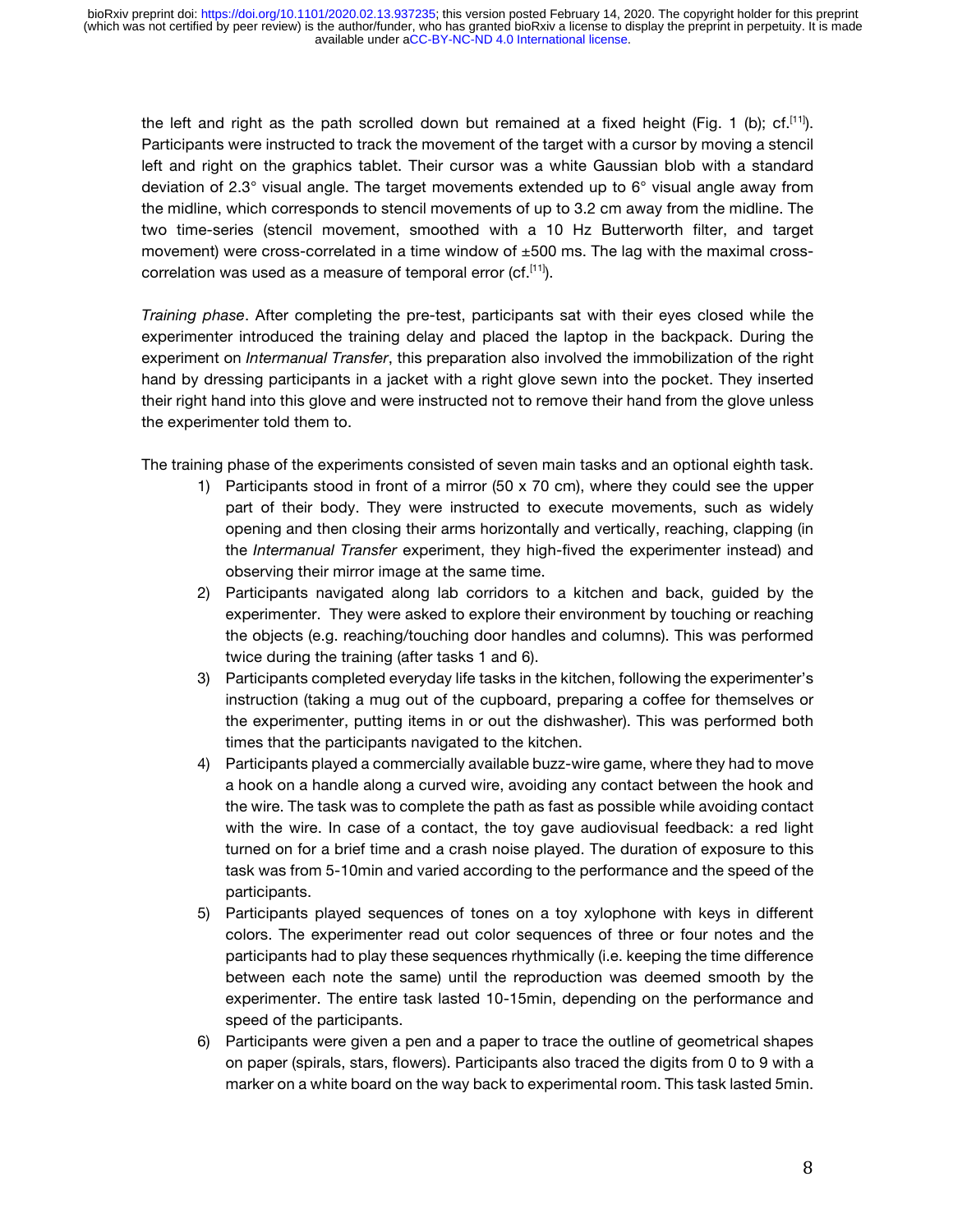the left and right as the path scrolled down but remained at a fixed height (Fig. 1 (b); cf.[11]). Participants were instructed to track the movement of the target with a cursor by moving a stencil left and right on the graphics tablet. Their cursor was a white Gaussian blob with a standard deviation of 2.3° visual angle. The target movements extended up to 6° visual angle away from the midline, which corresponds to stencil movements of up to 3.2 cm away from the midline. The two time-series (stencil movement, smoothed with a 10 Hz Butterworth filter, and target movement) were cross-correlated in a time window of ±500 ms. The lag with the maximal cross-correlation was used as a measure of temporal error (cf.[11]).

*Training phase*. After completing the pre-test, participants sat with their eyes closed while the experimenter introduced the training delay and placed the laptop in the backpack. During the experiment on *Intermanual Transfer*, this preparation also involved the immobilization of the right hand by dressing participants in a jacket with a right glove sewn into the pocket. They inserted their right hand into this glove and were instructed not to remove their hand from the glove unless the experimenter told them to.

The training phase of the experiments consisted of seven main tasks and an optional eighth task.

1) Participants stood in front of a mirror (50 x 70 cm), where they could see the upper part of their body. They were instructed to execute movements, such as widely opening and then closing their arms horizontally and vertically, reaching, clapping (in the *Intermanual Transfer* experiment, they high-fived the experimenter instead) and observing their mirror image at the same time.
2) Participants navigated along lab corridors to a kitchen and back, guided by the experimenter. They were asked to explore their environment by touching or reaching the objects (e.g. reaching/touching door handles and columns). This was performed twice during the training (after tasks 1 and 6).
3) Participants completed everyday life tasks in the kitchen, following the experimenter's instruction (taking a mug out of the cupboard, preparing a coffee for themselves or the experimenter, putting items in or out the dishwasher). This was performed both times that the participants navigated to the kitchen.
4) Participants played a commercially available buzz-wire game, where they had to move a hook on a handle along a curved wire, avoiding any contact between the hook and the wire. The task was to complete the path as fast as possible while avoiding contact with the wire. In case of a contact, the toy gave audiovisual feedback: a red light turned on for a brief time and a crash noise played. The duration of exposure to this task was from 5-10min and varied according to the performance and the speed of the participants.
5) Participants played sequences of tones on a toy xylophone with keys in different colors. The experimenter read out color sequences of three or four notes and the participants had to play these sequences rhythmically (i.e. keeping the time difference between each note the same) until the reproduction was deemed smooth by the experimenter. The entire task lasted 10-15min, depending on the performance and speed of the participants.
6) Participants were given a pen and a paper to trace the outline of geometrical shapes on paper (spirals, stars, flowers). Participants also traced the digits from 0 to 9 with a marker on a white board on the way back to experimental room. This task lasted 5min.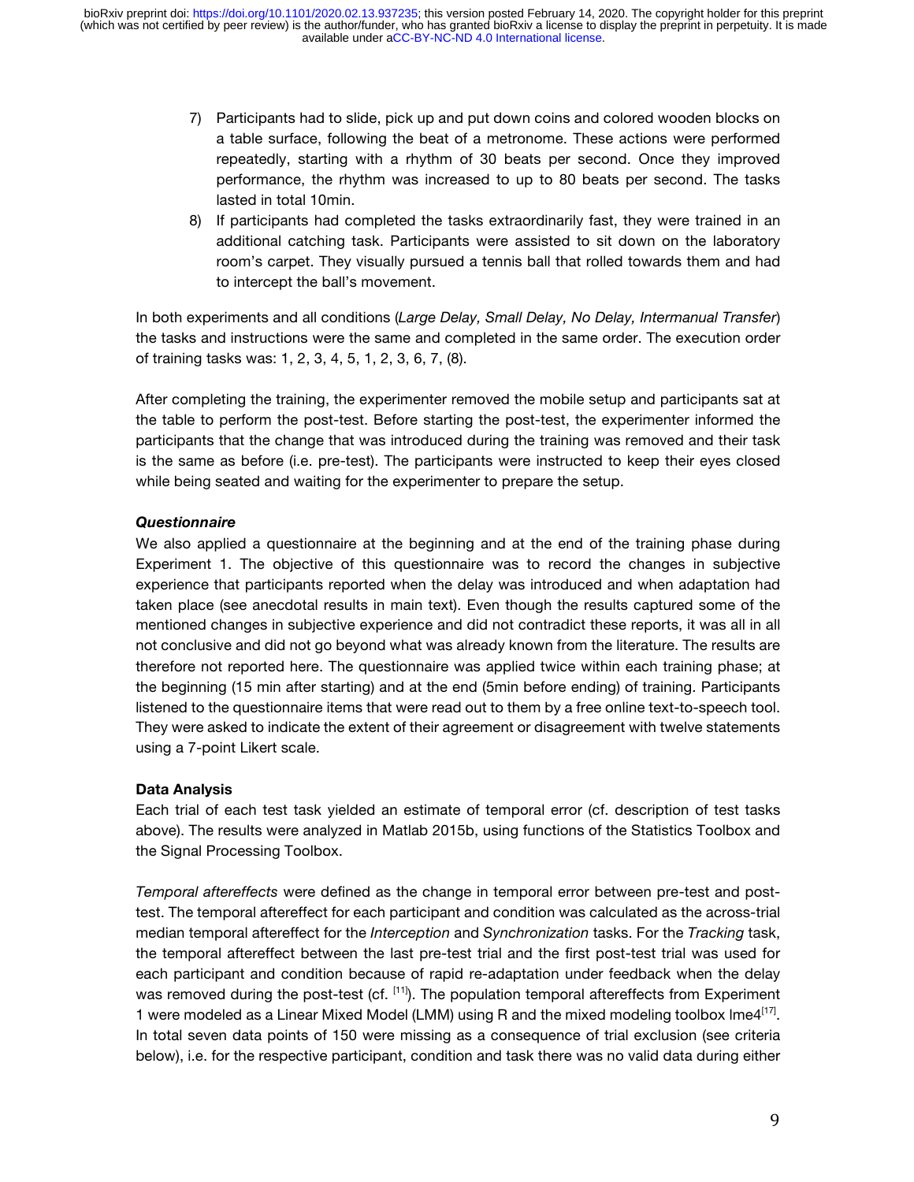7) Participants had to slide, pick up and put down coins and colored wooden blocks on a table surface, following the beat of a metronome. These actions were performed repeatedly, starting with a rhythm of 30 beats per second. Once they improved performance, the rhythm was increased to up to 80 beats per second. The tasks lasted in total 10min.
8) If participants had completed the tasks extraordinarily fast, they were trained in an additional catching task. Participants were assisted to sit down on the laboratory room's carpet. They visually pursued a tennis ball that rolled towards them and had to intercept the ball's movement.

In both experiments and all conditions (*Large Delay, Small Delay, No Delay, Intermanual Transfer*) the tasks and instructions were the same and completed in the same order. The execution order of training tasks was: 1, 2, 3, 4, 5, 1, 2, 3, 6, 7, (8).

After completing the training, the experimenter removed the mobile setup and participants sat at the table to perform the post-test. Before starting the post-test, the experimenter informed the participants that the change that was introduced during the training was removed and their task is the same as before (i.e. pre-test). The participants were instructed to keep their eyes closed while being seated and waiting for the experimenter to prepare the setup.

***Questionnaire***

We also applied a questionnaire at the beginning and at the end of the training phase during Experiment 1. The objective of this questionnaire was to record the changes in subjective experience that participants reported when the delay was introduced and when adaptation had taken place (see anecdotal results in main text). Even though the results captured some of the mentioned changes in subjective experience and did not contradict these reports, it was all in all not conclusive and did not go beyond what was already known from the literature. The results are therefore not reported here. The questionnaire was applied twice within each training phase; at the beginning (15 min after starting) and at the end (5min before ending) of training. Participants listened to the questionnaire items that were read out to them by a free online text-to-speech tool. They were asked to indicate the extent of their agreement or disagreement with twelve statements using a 7-point Likert scale.

**Data Analysis**

Each trial of each test task yielded an estimate of temporal error (cf. description of test tasks above). The results were analyzed in Matlab 2015b, using functions of the Statistics Toolbox and the Signal Processing Toolbox.

*Temporal aftereffects* were defined as the change in temporal error between pre-test and post-test. The temporal aftereffect for each participant and condition was calculated as the across-trial median temporal aftereffect for the *Interception* and *Synchronization* tasks. For the *Tracking* task, the temporal aftereffect between the last pre-test trial and the first post-test trial was used for each participant and condition because of rapid re-adaptation under feedback when the delay was removed during the post-test (cf. [11]). The population temporal aftereffects from Experiment 1 were modeled as a Linear Mixed Model (LMM) using R and the mixed modeling toolbox lme4[17]. In total seven data points of 150 were missing as a consequence of trial exclusion (see criteria below), i.e. for the respective participant, condition and task there was no valid data during either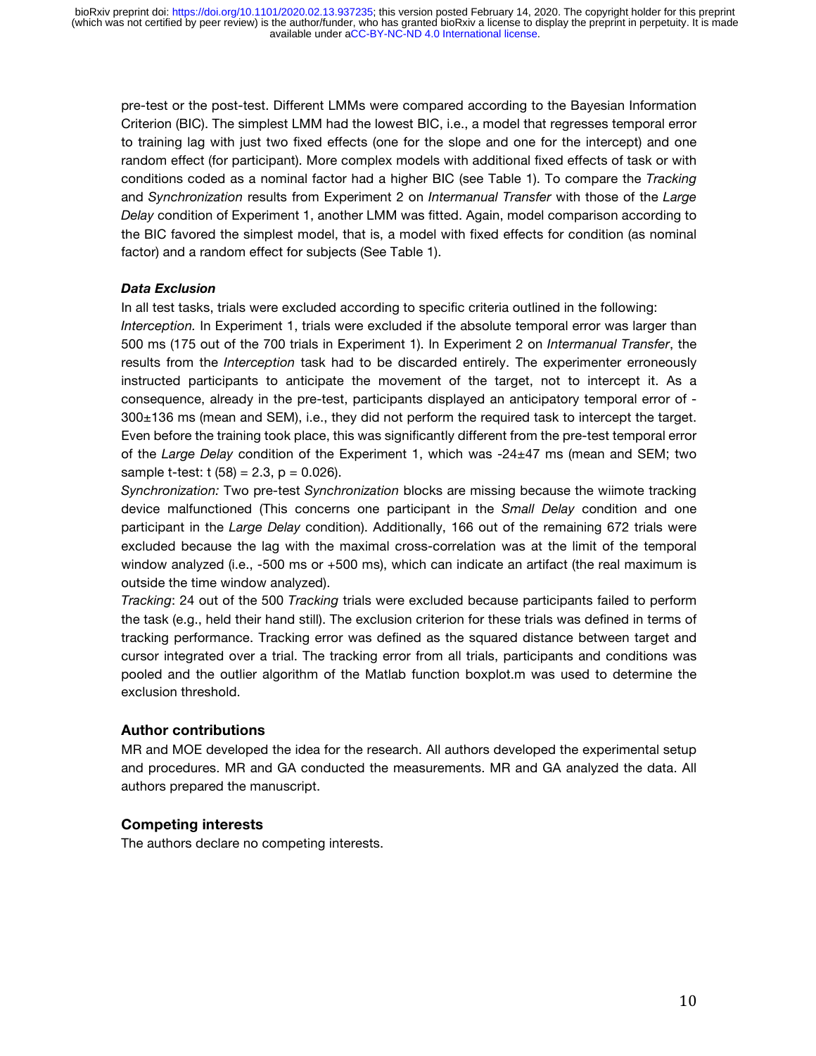pre-test or the post-test. Different LMMs were compared according to the Bayesian Information Criterion (BIC). The simplest LMM had the lowest BIC, i.e., a model that regresses temporal error to training lag with just two fixed effects (one for the slope and one for the intercept) and one random effect (for participant). More complex models with additional fixed effects of task or with conditions coded as a nominal factor had a higher BIC (see Table 1). To compare the *Tracking* and *Synchronization* results from Experiment 2 on *Intermanual Transfer* with those of the *Large Delay* condition of Experiment 1, another LMM was fitted. Again, model comparison according to the BIC favored the simplest model, that is, a model with fixed effects for condition (as nominal factor) and a random effect for subjects (See Table 1).

### *Data Exclusion*

In all test tasks, trials were excluded according to specific criteria outlined in the following:

*Interception*. In Experiment 1, trials were excluded if the absolute temporal error was larger than 500 ms (175 out of the 700 trials in Experiment 1). In Experiment 2 on *Intermanual Transfer*, the results from the *Interception* task had to be discarded entirely. The experimenter erroneously instructed participants to anticipate the movement of the target, not to intercept it. As a consequence, already in the pre-test, participants displayed an anticipatory temporal error of -300±136 ms (mean and SEM), i.e., they did not perform the required task to intercept the target. Even before the training took place, this was significantly different from the pre-test temporal error of the *Large Delay* condition of the Experiment 1, which was -24±47 ms (mean and SEM; two sample t-test: $t\,(58) = 2.3$, $p = 0.026$).

*Synchronization:* Two pre-test *Synchronization* blocks are missing because the wiimote tracking device malfunctioned (This concerns one participant in the *Small Delay* condition and one participant in the *Large Delay* condition). Additionally, 166 out of the remaining 672 trials were excluded because the lag with the maximal cross-correlation was at the limit of the temporal window analyzed (i.e., -500 ms or +500 ms), which can indicate an artifact (the real maximum is outside the time window analyzed).

*Tracking*: 24 out of the 500 *Tracking* trials were excluded because participants failed to perform the task (e.g., held their hand still). The exclusion criterion for these trials was defined in terms of tracking performance. Tracking error was defined as the squared distance between target and cursor integrated over a trial. The tracking error from all trials, participants and conditions was pooled and the outlier algorithm of the Matlab function boxplot.m was used to determine the exclusion threshold.

## Author contributions

MR and MOE developed the idea for the research. All authors developed the experimental setup and procedures. MR and GA conducted the measurements. MR and GA analyzed the data. All authors prepared the manuscript.

## Competing interests

The authors declare no competing interests.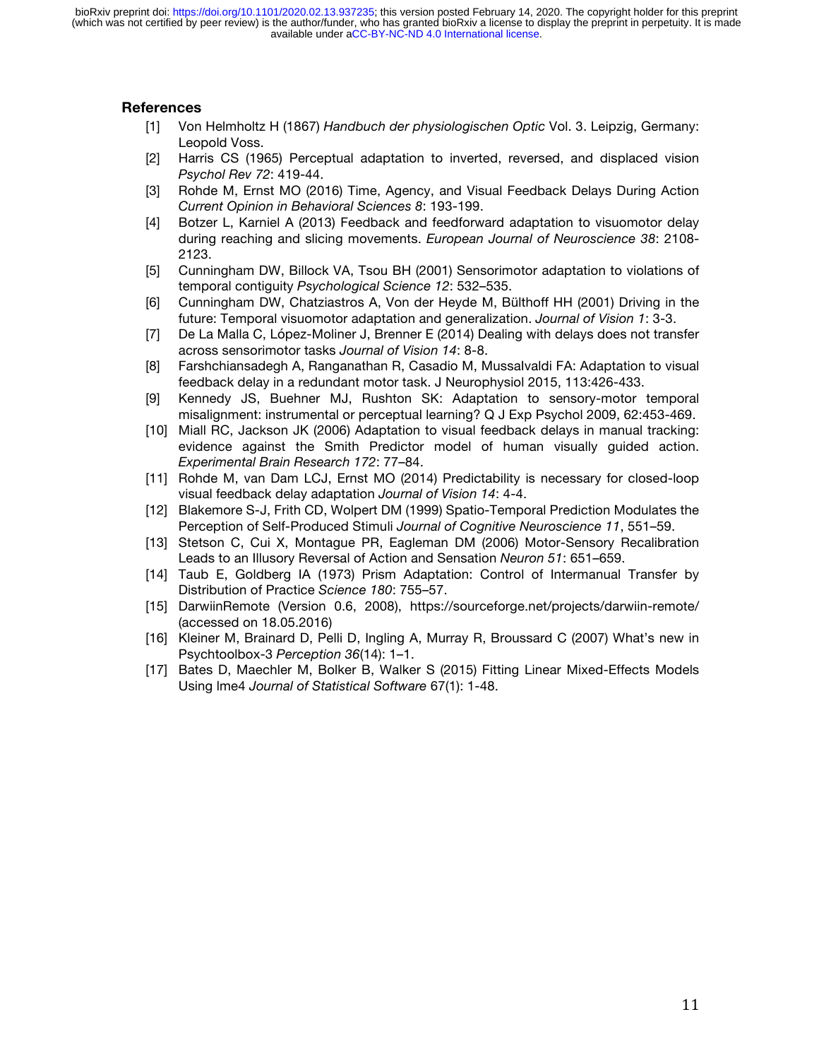## References

[1] Von Helmholtz H (1867) *Handbuch der physiologischen Optic* Vol. 3. Leipzig, Germany: Leopold Voss.

[2] Harris CS (1965) Perceptual adaptation to inverted, reversed, and displaced vision *Psychol Rev 72*: 419-44.

[3] Rohde M, Ernst MO (2016) Time, Agency, and Visual Feedback Delays During Action *Current Opinion in Behavioral Sciences 8*: 193-199.

[4] Botzer L, Karniel A (2013) Feedback and feedforward adaptation to visuomotor delay during reaching and slicing movements. *European Journal of Neuroscience 38*: 2108-2123.

[5] Cunningham DW, Billock VA, Tsou BH (2001) Sensorimotor adaptation to violations of temporal contiguity *Psychological Science 12*: 532–535.

[6] Cunningham DW, Chatziastros A, Von der Heyde M, Bülthoff HH (2001) Driving in the future: Temporal visuomotor adaptation and generalization. *Journal of Vision 1*: 3-3.

[7] De La Malla C, López-Moliner J, Brenner E (2014) Dealing with delays does not transfer across sensorimotor tasks *Journal of Vision 14*: 8-8.

[8] Farshchiansadegh A, Ranganathan R, Casadio M, Mussalvaldi FA: Adaptation to visual feedback delay in a redundant motor task. J Neurophysiol 2015, 113:426-433.

[9] Kennedy JS, Buehner MJ, Rushton SK: Adaptation to sensory-motor temporal misalignment: instrumental or perceptual learning? Q J Exp Psychol 2009, 62:453-469.

[10] Miall RC, Jackson JK (2006) Adaptation to visual feedback delays in manual tracking: evidence against the Smith Predictor model of human visually guided action. *Experimental Brain Research 172*: 77–84.

[11] Rohde M, van Dam LCJ, Ernst MO (2014) Predictability is necessary for closed-loop visual feedback delay adaptation *Journal of Vision 14*: 4-4.

[12] Blakemore S-J, Frith CD, Wolpert DM (1999) Spatio-Temporal Prediction Modulates the Perception of Self-Produced Stimuli *Journal of Cognitive Neuroscience 11*, 551–59.

[13] Stetson C, Cui X, Montague PR, Eagleman DM (2006) Motor-Sensory Recalibration Leads to an Illusory Reversal of Action and Sensation *Neuron 51*: 651–659.

[14] Taub E, Goldberg IA (1973) Prism Adaptation: Control of Intermanual Transfer by Distribution of Practice *Science 180*: 755–57.

[15] DarwiinRemote (Version 0.6, 2008), https://sourceforge.net/projects/darwiin-remote/ (accessed on 18.05.2016)

[16] Kleiner M, Brainard D, Pelli D, Ingling A, Murray R, Broussard C (2007) What's new in Psychtoolbox-3 *Perception 36*(14): 1–1.

[17] Bates D, Maechler M, Bolker B, Walker S (2015) Fitting Linear Mixed-Effects Models Using lme4 *Journal of Statistical Software* 67(1): 1-48.